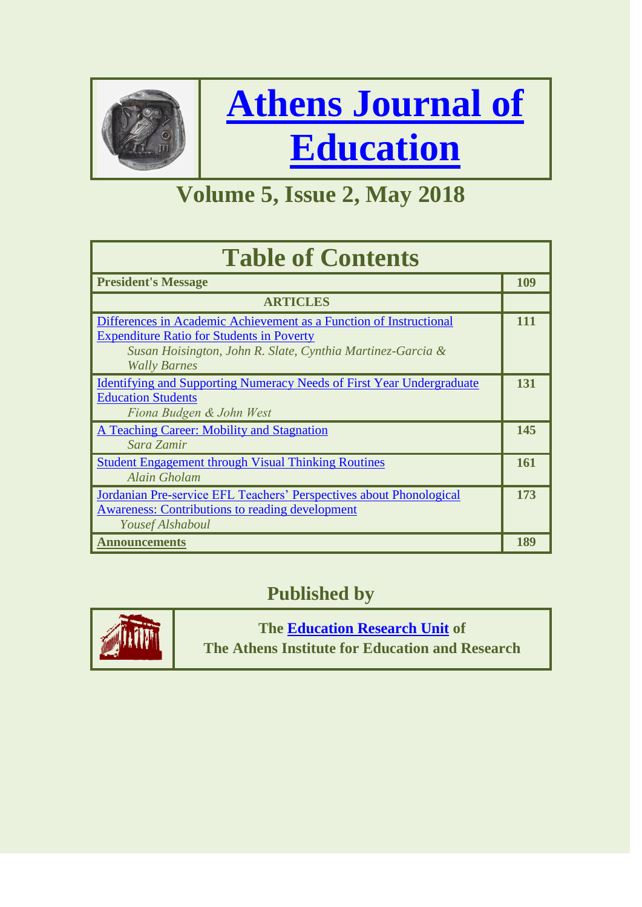# Athens Journal of Education

## Volume 5, Issue 2, May 2018

| Table of Contents | |
|---|---|
| **President's Message** | **109** |
| **ARTICLES** | |
| Differences in Academic Achievement as a Function of Instructional Expenditure Ratio for Students in Poverty<br>*Susan Hoisington, John R. Slate, Cynthia Martinez-Garcia & Wally Barnes* | **111** |
| Identifying and Supporting Numeracy Needs of First Year Undergraduate Education Students<br>*Fiona Budgen & John West* | **131** |
| A Teaching Career: Mobility and Stagnation<br>*Sara Zamir* | **145** |
| Student Engagement through Visual Thinking Routines<br>*Alain Gholam* | **161** |
| Jordanian Pre-service EFL Teachers' Perspectives about Phonological Awareness: Contributions to reading development<br>*Yousef Alshaboul* | **173** |
| **Announcements** | **189** |

## Published by

**The Education Research Unit of**
**The Athens Institute for Education and Research**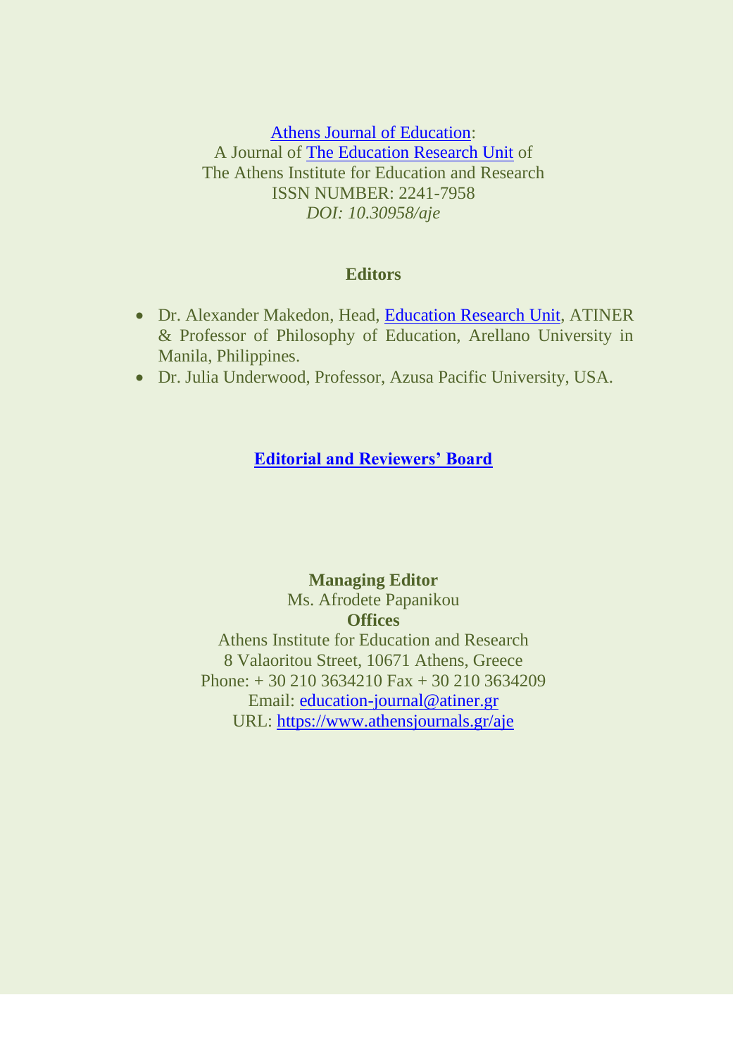Athens Journal of Education:
A Journal of The Education Research Unit of
The Athens Institute for Education and Research
ISSN NUMBER: 2241-7958
*DOI: 10.30958/aje*

**Editors**

- Dr. Alexander Makedon, Head, Education Research Unit, ATINER & Professor of Philosophy of Education, Arellano University in Manila, Philippines.
- Dr. Julia Underwood, Professor, Azusa Pacific University, USA.

**Editorial and Reviewers' Board**

**Managing Editor**
Ms. Afrodete Papanikou
**Offices**
Athens Institute for Education and Research
8 Valaoritou Street, 10671 Athens, Greece
Phone: + 30 210 3634210 Fax + 30 210 3634209
Email: education-journal@atiner.gr
URL: https://www.athensjournals.gr/aje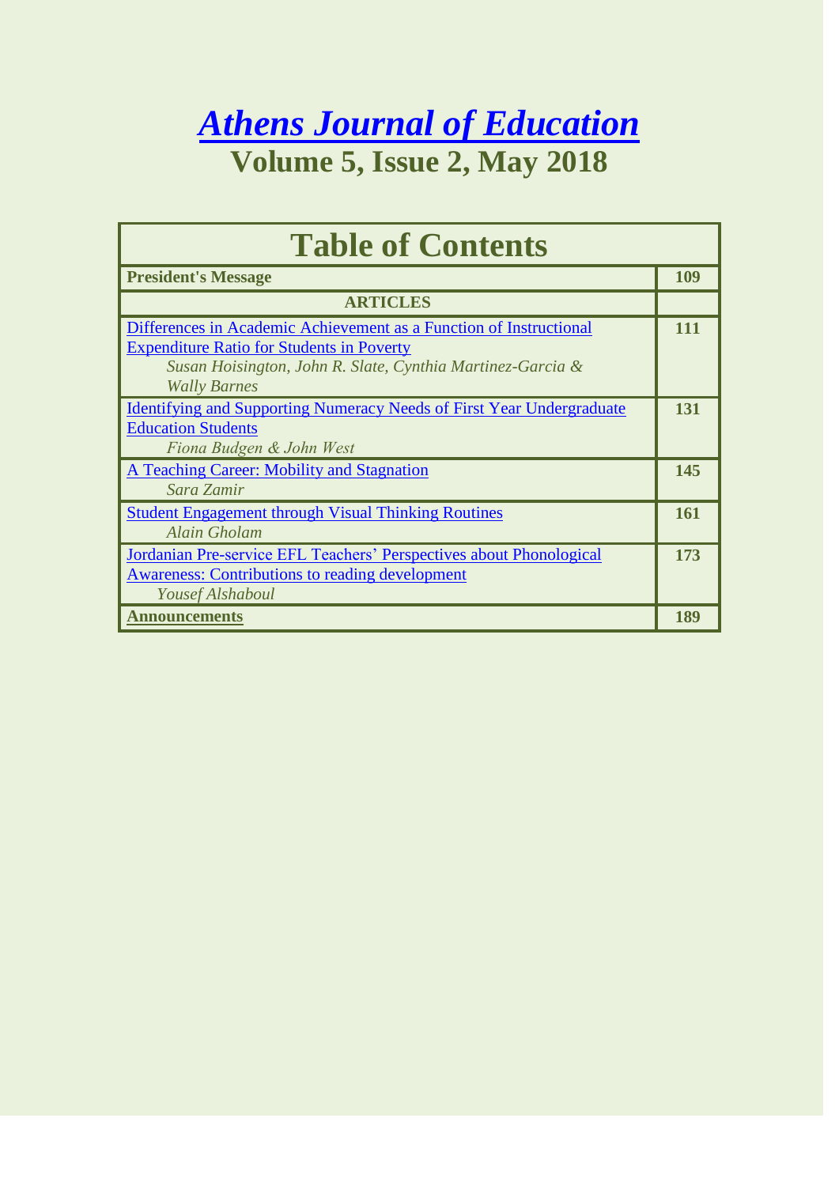# Athens Journal of Education

## Volume 5, Issue 2, May 2018

| Table of Contents | |
|---|---|
| **President's Message** | **109** |
| **ARTICLES** | |
| Differences in Academic Achievement as a Function of Instructional Expenditure Ratio for Students in Poverty<br>*Susan Hoisington, John R. Slate, Cynthia Martinez-Garcia & Wally Barnes* | **111** |
| Identifying and Supporting Numeracy Needs of First Year Undergraduate Education Students<br>*Fiona Budgen & John West* | **131** |
| A Teaching Career: Mobility and Stagnation<br>*Sara Zamir* | **145** |
| Student Engagement through Visual Thinking Routines<br>*Alain Gholam* | **161** |
| Jordanian Pre-service EFL Teachers' Perspectives about Phonological Awareness: Contributions to reading development<br>*Yousef Alshaboul* | **173** |
| **Announcements** | **189** |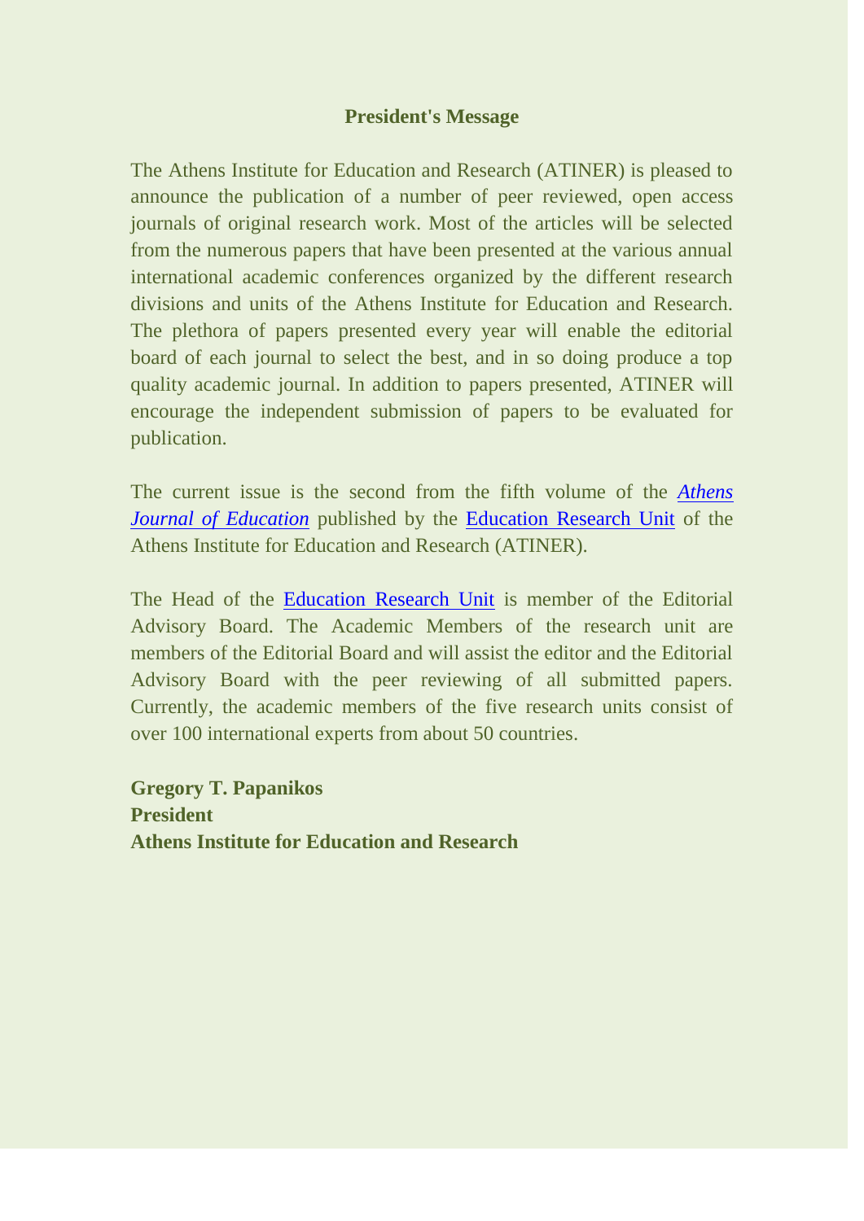## President's Message

The Athens Institute for Education and Research (ATINER) is pleased to announce the publication of a number of peer reviewed, open access journals of original research work. Most of the articles will be selected from the numerous papers that have been presented at the various annual international academic conferences organized by the different research divisions and units of the Athens Institute for Education and Research. The plethora of papers presented every year will enable the editorial board of each journal to select the best, and in so doing produce a top quality academic journal. In addition to papers presented, ATINER will encourage the independent submission of papers to be evaluated for publication.

The current issue is the second from the fifth volume of the *Athens Journal of Education* published by the Education Research Unit of the Athens Institute for Education and Research (ATINER).

The Head of the Education Research Unit is member of the Editorial Advisory Board. The Academic Members of the research unit are members of the Editorial Board and will assist the editor and the Editorial Advisory Board with the peer reviewing of all submitted papers. Currently, the academic members of the five research units consist of over 100 international experts from about 50 countries.

**Gregory T. Papanikos**
**President**
**Athens Institute for Education and Research**